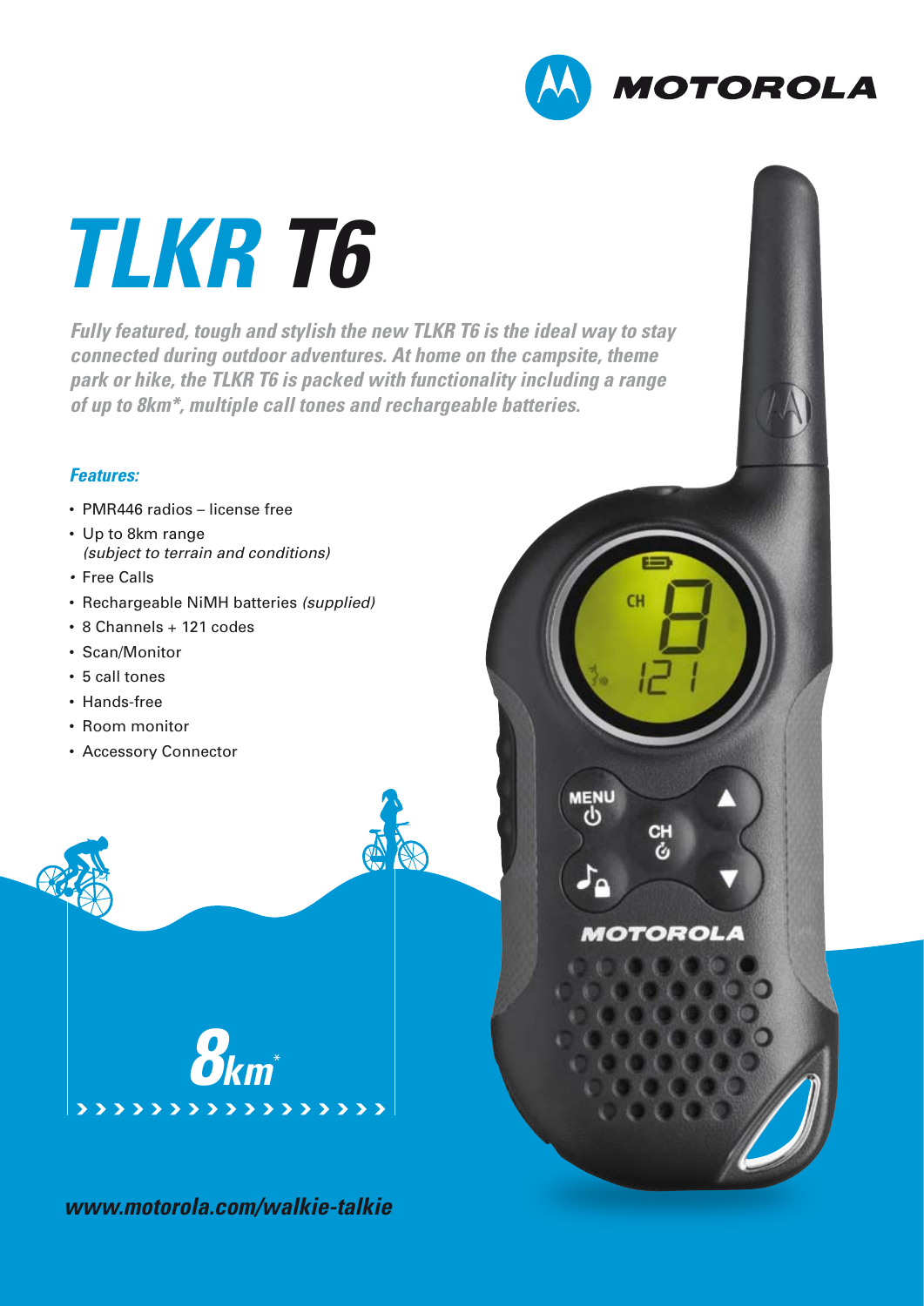# *TLKR T6*

***Fully featured, tough and stylish the new TLKR T6 is the ideal way to stay connected during outdoor adventures. At home on the campsite, theme park or hike, the TLKR T6 is packed with functionality including a range of up to 8km\*, multiple call tones and rechargeable batteries.***

***Features:***

- PMR446 radios – license free
- Up to 8km range *(subject to terrain and conditions)*
- Free Calls
- Rechargeable NiMH batteries *(supplied)*
- 8 Channels + 121 codes
- Scan/Monitor
- 5 call tones
- Hands-free
- Room monitor
- Accessory Connector

***8km****

***www.motorola.com/walkie-talkie***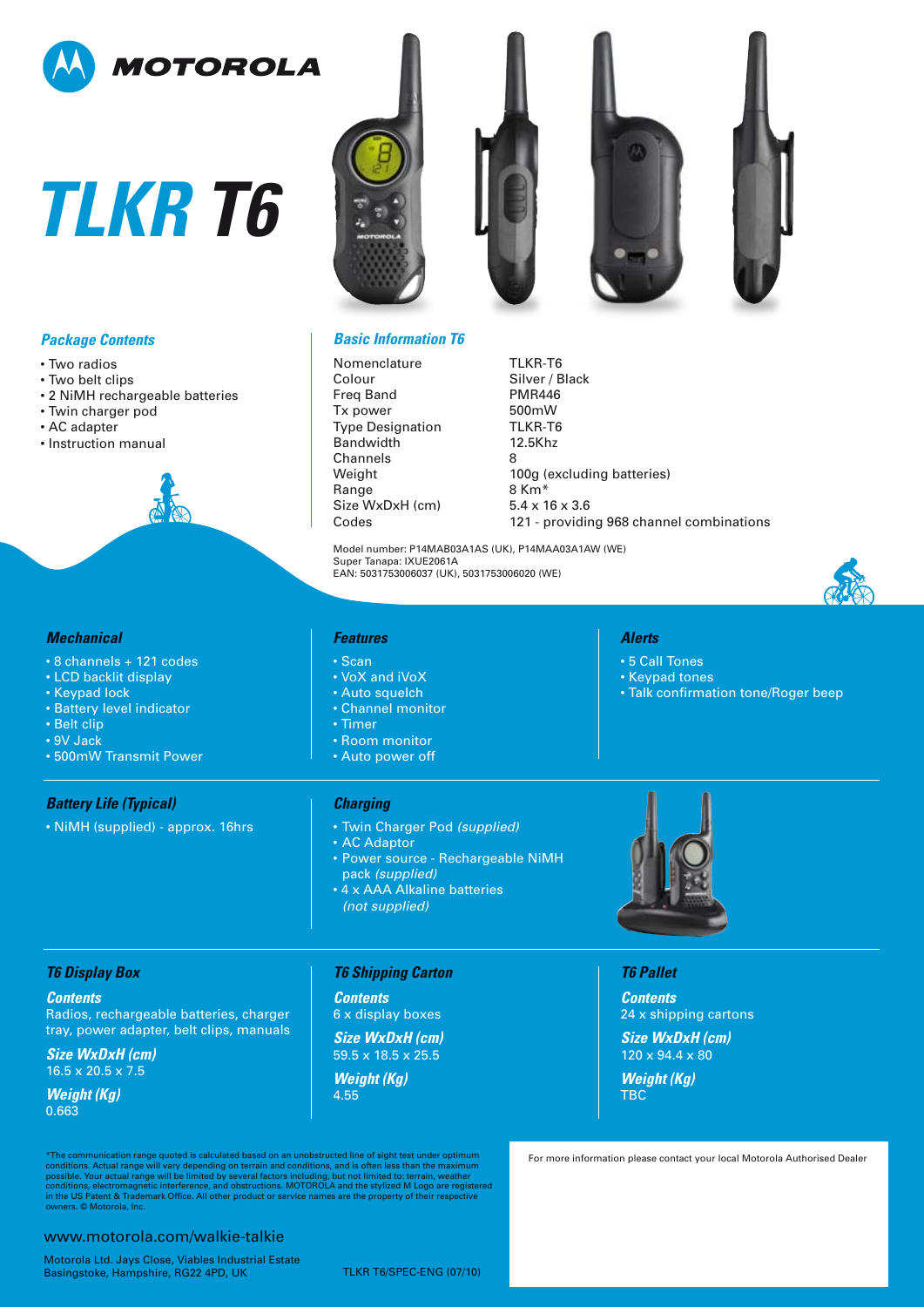MOTOROLA

# TLKR T6

### Package Contents

- Two radios
- Two belt clips
- 2 NiMH rechargeable batteries
- Twin charger pod
- AC adapter
- Instruction manual

### Basic Information T6

| | |
|---|---|
| Nomenclature | TLKR-T6 |
| Colour | Silver / Black |
| Freq Band | PMR446 |
| Tx power | 500mW |
| Type Designation | TLKR-T6 |
| Bandwidth | 12.5Khz |
| Channels | 8 |
| Weight | 100g (excluding batteries) |
| Range | 8 Km* |
| Size WxDxH (cm) | 5.4 x 16 x 3.6 |
| Codes | 121 - providing 968 channel combinations |

Model number: P14MAB03A1AS (UK), P14MAA03A1AW (WE)
Super Tanapa: IXUE2061A
EAN: 5031753006037 (UK), 5031753006020 (WE)

### Mechanical

- 8 channels + 121 codes
- LCD backlit display
- Keypad lock
- Battery level indicator
- Belt clip
- 9V Jack
- 500mW Transmit Power

### Features

- Scan
- VoX and iVoX
- Auto squelch
- Channel monitor
- Timer
- Room monitor
- Auto power off

### Alerts

- 5 Call Tones
- Keypad tones
- Talk confirmation tone/Roger beep

### Battery Life (Typical)

- NiMH (supplied) - approx. 16hrs

### Charging

- Twin Charger Pod *(supplied)*
- AC Adaptor
- Power source - Rechargeable NiMH pack *(supplied)*
- 4 x AAA Alkaline batteries *(not supplied)*

### T6 Display Box

**Contents**
Radios, rechargeable batteries, charger tray, power adapter, belt clips, manuals

**Size WxDxH (cm)**
16.5 x 20.5 x 7.5

**Weight (Kg)**
0.663

### T6 Shipping Carton

**Contents**
6 x display boxes

**Size WxDxH (cm)**
59.5 x 18.5 x 25.5

**Weight (Kg)**
4.55

### T6 Pallet

**Contents**
24 x shipping cartons

**Size WxDxH (cm)**
120 x 94.4 x 80

**Weight (Kg)**
TBC

*The communication range quoted is calculated based on an unobstructed line of sight test under optimum conditions. Actual range will vary depending on terrain and conditions, and is often less than the maximum possible. Your actual range will be limited by several factors including, but not limited to: terrain, weather conditions, electromagnetic interference, and obstructions. MOTOROLA and the stylized M Logo are registered in the US Patent & Trademark Office. All other product or service names are the property of their respective owners. © Motorola, Inc.

For more information please contact your local Motorola Authorised Dealer

www.motorola.com/walkie-talkie

Motorola Ltd. Jays Close, Viables Industrial Estate
Basingstoke, Hampshire, RG22 4PD, UK

TLKR T6/SPEC-ENG (07/10)